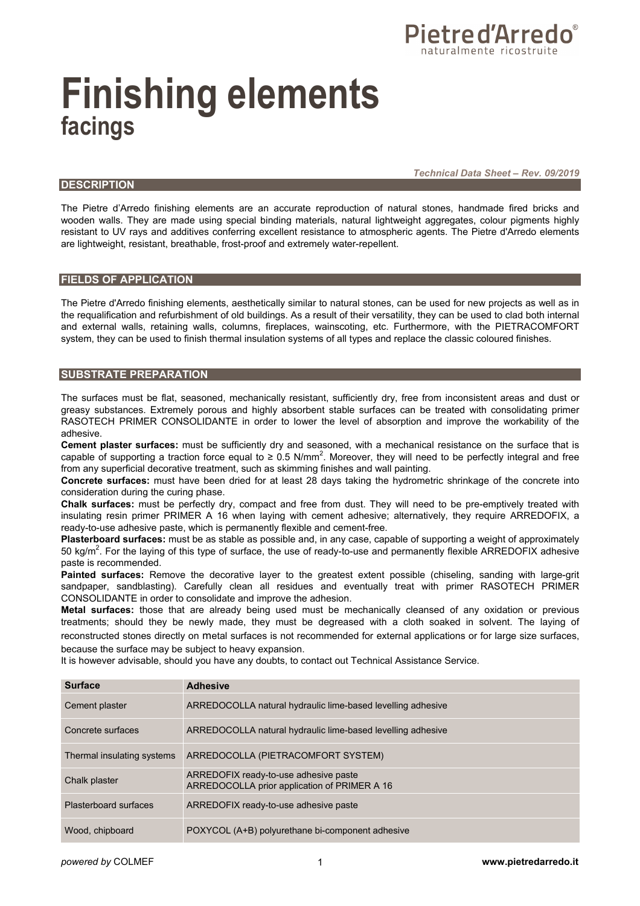# Finishing elements
## facings

*Technical Data Sheet – Rev. 09/2019*

### DESCRIPTION

The Pietre d'Arredo finishing elements are an accurate reproduction of natural stones, handmade fired bricks and wooden walls. They are made using special binding materials, natural lightweight aggregates, colour pigments highly resistant to UV rays and additives conferring excellent resistance to atmospheric agents. The Pietre d'Arredo elements are lightweight, resistant, breathable, frost-proof and extremely water-repellent.

### FIELDS OF APPLICATION

The Pietre d'Arredo finishing elements, aesthetically similar to natural stones, can be used for new projects as well as in the requalification and refurbishment of old buildings. As a result of their versatility, they can be used to clad both internal and external walls, retaining walls, columns, fireplaces, wainscoting, etc. Furthermore, with the PIETRACOMFORT system, they can be used to finish thermal insulation systems of all types and replace the classic coloured finishes.

### SUBSTRATE PREPARATION

The surfaces must be flat, seasoned, mechanically resistant, sufficiently dry, free from inconsistent areas and dust or greasy substances. Extremely porous and highly absorbent stable surfaces can be treated with consolidating primer RASOTECH PRIMER CONSOLIDANTE in order to lower the level of absorption and improve the workability of the adhesive.

**Cement plaster surfaces:** must be sufficiently dry and seasoned, with a mechanical resistance on the surface that is capable of supporting a traction force equal to ≥ 0.5 N/mm$^2$. Moreover, they will need to be perfectly integral and free from any superficial decorative treatment, such as skimming finishes and wall painting.

**Concrete surfaces:** must have been dried for at least 28 days taking the hydrometric shrinkage of the concrete into consideration during the curing phase.

**Chalk surfaces:** must be perfectly dry, compact and free from dust. They will need to be pre-emptively treated with insulating resin primer PRIMER A 16 when laying with cement adhesive; alternatively, they require ARREDOFIX, a ready-to-use adhesive paste, which is permanently flexible and cement-free.

**Plasterboard surfaces:** must be as stable as possible and, in any case, capable of supporting a weight of approximately 50 kg/m$^2$. For the laying of this type of surface, the use of ready-to-use and permanently flexible ARREDOFIX adhesive paste is recommended.

**Painted surfaces:** Remove the decorative layer to the greatest extent possible (chiseling, sanding with large-grit sandpaper, sandblasting). Carefully clean all residues and eventually treat with primer RASOTECH PRIMER CONSOLIDANTE in order to consolidate and improve the adhesion.

**Metal surfaces:** those that are already being used must be mechanically cleansed of any oxidation or previous treatments; should they be newly made, they must be degreased with a cloth soaked in solvent. The laying of reconstructed stones directly on metal surfaces is not recommended for external applications or for large size surfaces, because the surface may be subject to heavy expansion.

It is however advisable, should you have any doubts, to contact out Technical Assistance Service.

| Surface | Adhesive |
|---|---|
| Cement plaster | ARREDOCOLLA natural hydraulic lime-based levelling adhesive |
| Concrete surfaces | ARREDOCOLLA natural hydraulic lime-based levelling adhesive |
| Thermal insulating systems | ARREDOCOLLA (PIETRACOMFORT SYSTEM) |
| Chalk plaster | ARREDOFIX ready-to-use adhesive paste<br>ARREDOCOLLA prior application of PRIMER A 16 |
| Plasterboard surfaces | ARREDOFIX ready-to-use adhesive paste |
| Wood, chipboard | POXYCOL (A+B) polyurethane bi-component adhesive |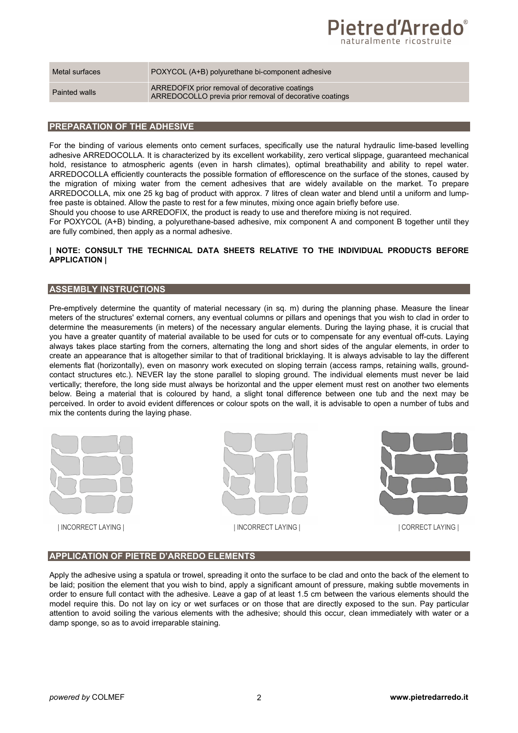| | |
|---|---|
| Metal surfaces | POXYCOL (A+B) polyurethane bi-component adhesive |
| Painted walls | ARREDOFIX prior removal of decorative coatings<br>ARREDOCOLLO previa prior removal of decorative coatings |

## PREPARATION OF THE ADHESIVE

For the binding of various elements onto cement surfaces, specifically use the natural hydraulic lime-based levelling adhesive ARREDOCOLLA. It is characterized by its excellent workability, zero vertical slippage, guaranteed mechanical hold, resistance to atmospheric agents (even in harsh climates), optimal breathability and ability to repel water. ARREDOCOLLA efficiently counteracts the possible formation of efflorescence on the surface of the stones, caused by the migration of mixing water from the cement adhesives that are widely available on the market. To prepare ARREDOCOLLA, mix one 25 kg bag of product with approx. 7 litres of clean water and blend until a uniform and lump-free paste is obtained. Allow the paste to rest for a few minutes, mixing once again briefly before use.

Should you choose to use ARREDOFIX, the product is ready to use and therefore mixing is not required.

For POXYCOL (A+B) binding, a polyurethane-based adhesive, mix component A and component B together until they are fully combined, then apply as a normal adhesive.

**| NOTE: CONSULT THE TECHNICAL DATA SHEETS RELATIVE TO THE INDIVIDUAL PRODUCTS BEFORE APPLICATION |**

## ASSEMBLY INSTRUCTIONS

Pre-emptively determine the quantity of material necessary (in sq. m) during the planning phase. Measure the linear meters of the structures' external corners, any eventual columns or pillars and openings that you wish to clad in order to determine the measurements (in meters) of the necessary angular elements. During the laying phase, it is crucial that you have a greater quantity of material available to be used for cuts or to compensate for any eventual off-cuts. Laying always takes place starting from the corners, alternating the long and short sides of the angular elements, in order to create an appearance that is altogether similar to that of traditional bricklaying. It is always advisable to lay the different elements flat (horizontally), even on masonry work executed on sloping terrain (access ramps, retaining walls, ground-contact structures etc.). NEVER lay the stone parallel to sloping ground. The individual elements must never be laid vertically; therefore, the long side must always be horizontal and the upper element must rest on another two elements below. Being a material that is coloured by hand, a slight tonal difference between one tub and the next may be perceived. In order to avoid evident differences or colour spots on the wall, it is advisable to open a number of tubs and mix the contents during the laying phase.

| INCORRECT LAYING |

| INCORRECT LAYING |

| CORRECT LAYING |

## APPLICATION OF PIETRE D'ARREDO ELEMENTS

Apply the adhesive using a spatula or trowel, spreading it onto the surface to be clad and onto the back of the element to be laid; position the element that you wish to bind, apply a significant amount of pressure, making subtle movements in order to ensure full contact with the adhesive. Leave a gap of at least 1.5 cm between the various elements should the model require this. Do not lay on icy or wet surfaces or on those that are directly exposed to the sun. Pay particular attention to avoid soiling the various elements with the adhesive; should this occur, clean immediately with water or a damp sponge, so as to avoid irreparable staining.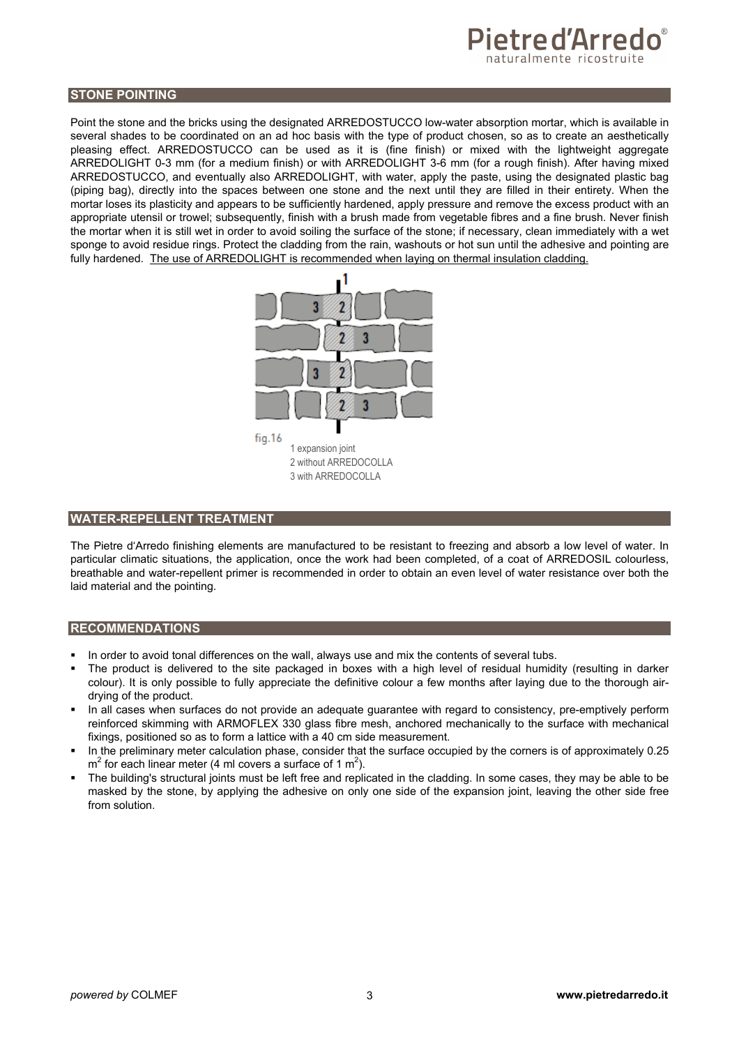## STONE POINTING

Point the stone and the bricks using the designated ARREDOSTUCCO low-water absorption mortar, which is available in several shades to be coordinated on an ad hoc basis with the type of product chosen, so as to create an aesthetically pleasing effect. ARREDOSTUCCO can be used as it is (fine finish) or mixed with the lightweight aggregate ARREDOLIGHT 0-3 mm (for a medium finish) or with ARREDOLIGHT 3-6 mm (for a rough finish). After having mixed ARREDOSTUCCO, and eventually also ARREDOLIGHT, with water, apply the paste, using the designated plastic bag (piping bag), directly into the spaces between one stone and the next until they are filled in their entirety. When the mortar loses its plasticity and appears to be sufficiently hardened, apply pressure and remove the excess product with an appropriate utensil or trowel; subsequently, finish with a brush made from vegetable fibres and a fine brush. Never finish the mortar when it is still wet in order to avoid soiling the surface of the stone; if necessary, clean immediately with a wet sponge to avoid residue rings. Protect the cladding from the rain, washouts or hot sun until the adhesive and pointing are fully hardened. The use of ARREDOLIGHT is recommended when laying on thermal insulation cladding.

fig.16

1 expansion joint
2 without ARREDOCOLLA
3 with ARREDOCOLLA

## WATER-REPELLENT TREATMENT

The Pietre d'Arredo finishing elements are manufactured to be resistant to freezing and absorb a low level of water. In particular climatic situations, the application, once the work had been completed, of a coat of ARREDOSIL colourless, breathable and water-repellent primer is recommended in order to obtain an even level of water resistance over both the laid material and the pointing.

## RECOMMENDATIONS

- In order to avoid tonal differences on the wall, always use and mix the contents of several tubs.
- The product is delivered to the site packaged in boxes with a high level of residual humidity (resulting in darker colour). It is only possible to fully appreciate the definitive colour a few months after laying due to the thorough air-drying of the product.
- In all cases when surfaces do not provide an adequate guarantee with regard to consistency, pre-emptively perform reinforced skimming with ARMOFLEX 330 glass fibre mesh, anchored mechanically to the surface with mechanical fixings, positioned so as to form a lattice with a 40 cm side measurement.
- In the preliminary meter calculation phase, consider that the surface occupied by the corners is of approximately 0.25 $m^2$ for each linear meter (4 ml covers a surface of 1 $m^2$).
- The building's structural joints must be left free and replicated in the cladding. In some cases, they may be able to be masked by the stone, by applying the adhesive on only one side of the expansion joint, leaving the other side free from solution.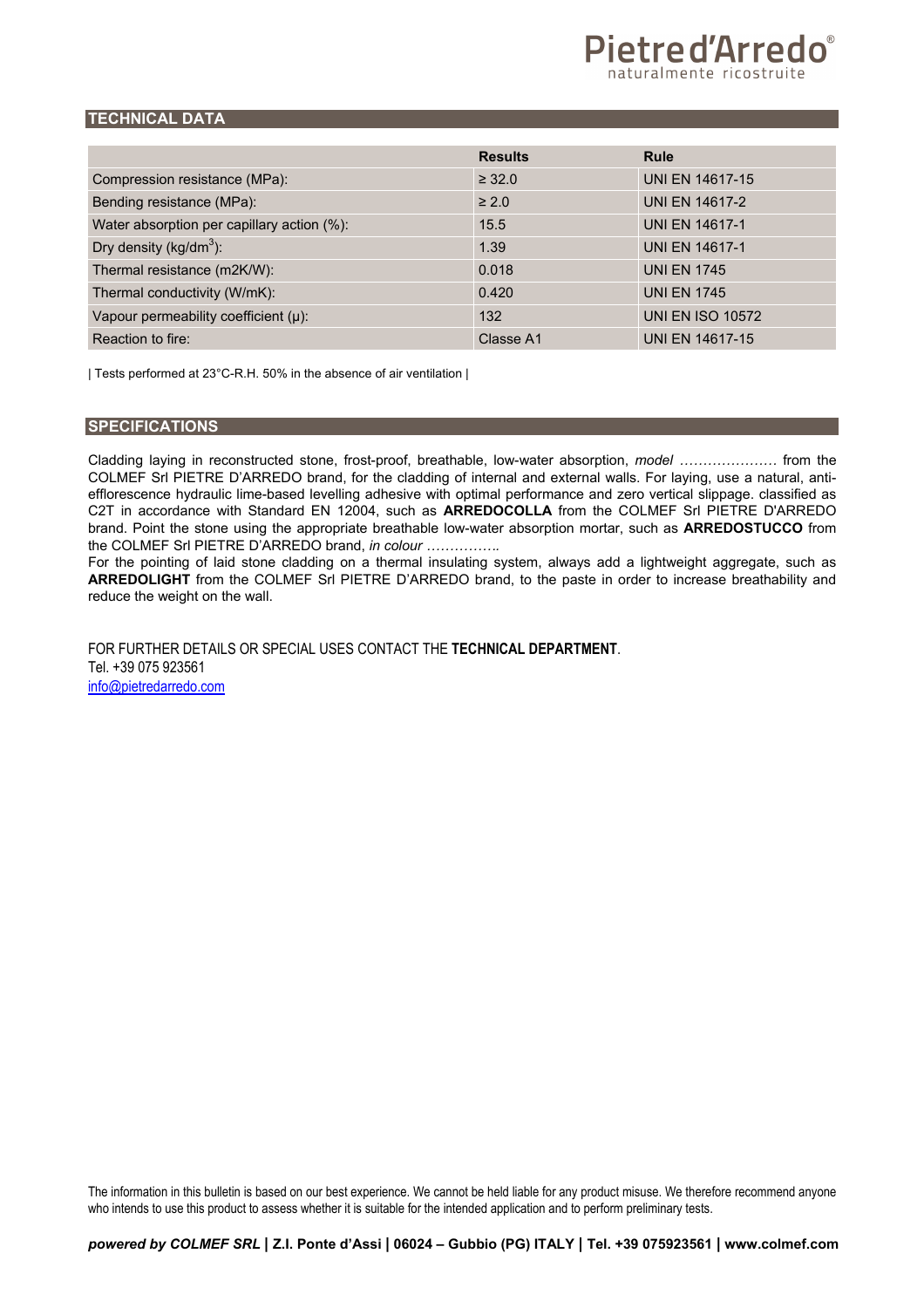## TECHNICAL DATA

| | Results | Rule |
|---|---|---|
| Compression resistance (MPa): | ≥ 32.0 | UNI EN 14617-15 |
| Bending resistance (MPa): | ≥ 2.0 | UNI EN 14617-2 |
| Water absorption per capillary action (%): | 15.5 | UNI EN 14617-1 |
| Dry density (kg/dm$^3$): | 1.39 | UNI EN 14617-1 |
| Thermal resistance (m2K/W): | 0.018 | UNI EN 1745 |
| Thermal conductivity (W/mK): | 0.420 | UNI EN 1745 |
| Vapour permeability coefficient (µ): | 132 | UNI EN ISO 10572 |
| Reaction to fire: | Classe A1 | UNI EN 14617-15 |

| Tests performed at 23°C-R.H. 50% in the absence of air ventilation |

## SPECIFICATIONS

Cladding laying in reconstructed stone, frost-proof, breathable, low-water absorption, *model* ………………… from the COLMEF Srl PIETRE D'ARREDO brand, for the cladding of internal and external walls. For laying, use a natural, anti-efflorescence hydraulic lime-based levelling adhesive with optimal performance and zero vertical slippage. classified as C2T in accordance with Standard EN 12004, such as **ARREDOCOLLA** from the COLMEF Srl PIETRE D'ARREDO brand. Point the stone using the appropriate breathable low-water absorption mortar, such as **ARREDOSTUCCO** from the COLMEF Srl PIETRE D'ARREDO brand, *in colour* …………….

For the pointing of laid stone cladding on a thermal insulating system, always add a lightweight aggregate, such as **ARREDOLIGHT** from the COLMEF Srl PIETRE D'ARREDO brand, to the paste in order to increase breathability and reduce the weight on the wall.

FOR FURTHER DETAILS OR SPECIAL USES CONTACT THE **TECHNICAL DEPARTMENT**.
Tel. +39 075 923561
info@pietredarredo.com

The information in this bulletin is based on our best experience. We cannot be held liable for any product misuse. We therefore recommend anyone who intends to use this product to assess whether it is suitable for the intended application and to perform preliminary tests.